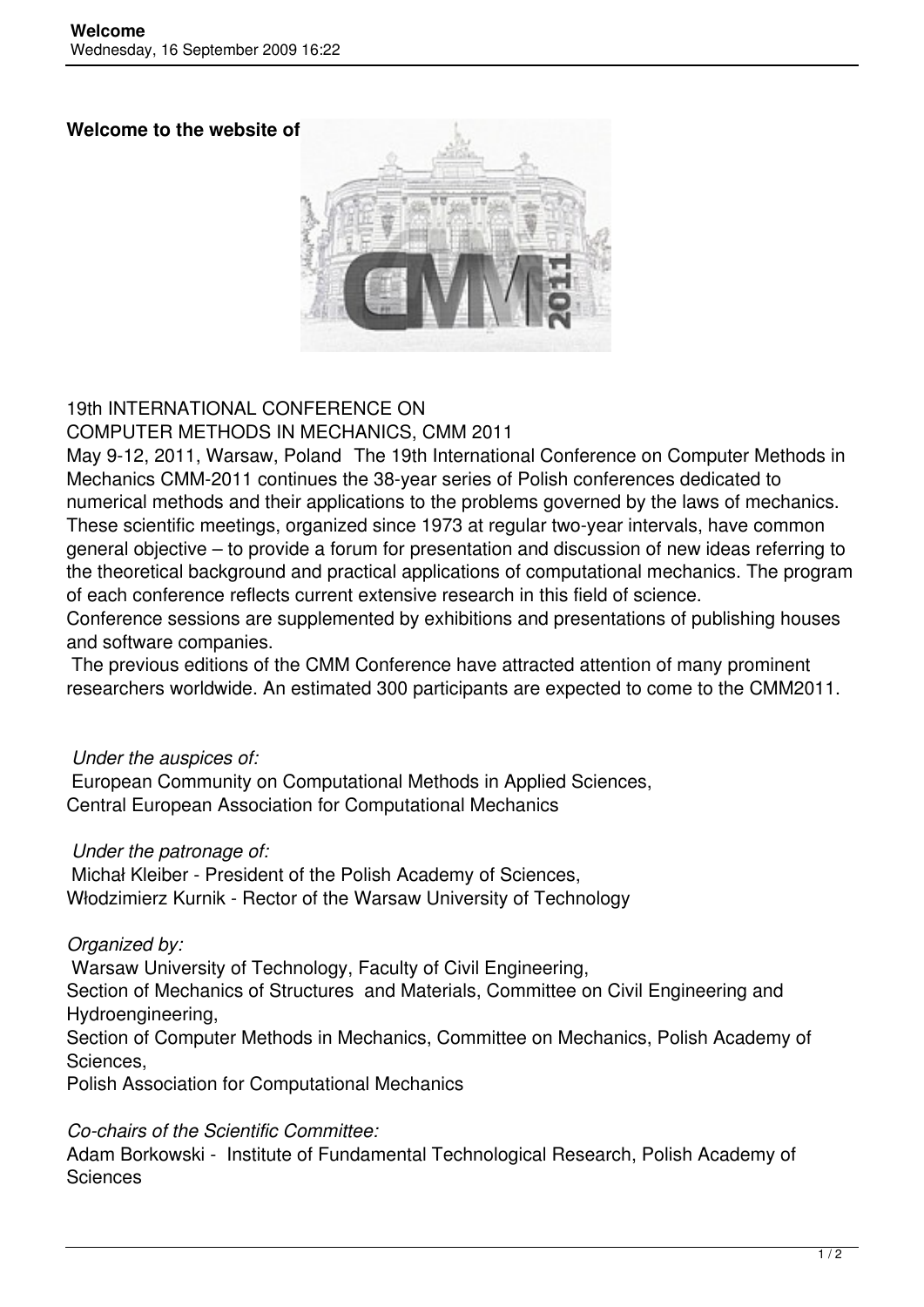**Welcome to the website of**

19th INTERNATIONAL CONFERENCE ON
COMPUTER METHODS IN MECHANICS, CMM 2011

May 9-12, 2011, Warsaw, Poland The 19th International Conference on Computer Methods in Mechanics CMM-2011 continues the 38-year series of Polish conferences dedicated to numerical methods and their applications to the problems governed by the laws of mechanics. These scientific meetings, organized since 1973 at regular two-year intervals, have common general objective – to provide a forum for presentation and discussion of new ideas referring to the theoretical background and practical applications of computational mechanics. The program of each conference reflects current extensive research in this field of science.
Conference sessions are supplemented by exhibitions and presentations of publishing houses and software companies.

The previous editions of the CMM Conference have attracted attention of many prominent researchers worldwide. An estimated 300 participants are expected to come to the CMM2011.

*Under the auspices of:*
European Community on Computational Methods in Applied Sciences,
Central European Association for Computational Mechanics

*Under the patronage of:*
Michał Kleiber - President of the Polish Academy of Sciences,
Włodzimierz Kurnik - Rector of the Warsaw University of Technology

*Organized by:*
Warsaw University of Technology, Faculty of Civil Engineering,
Section of Mechanics of Structures and Materials, Committee on Civil Engineering and Hydroengineering,
Section of Computer Methods in Mechanics, Committee on Mechanics, Polish Academy of Sciences,
Polish Association for Computational Mechanics

*Co-chairs of the Scientific Committee:*
Adam Borkowski - Institute of Fundamental Technological Research, Polish Academy of Sciences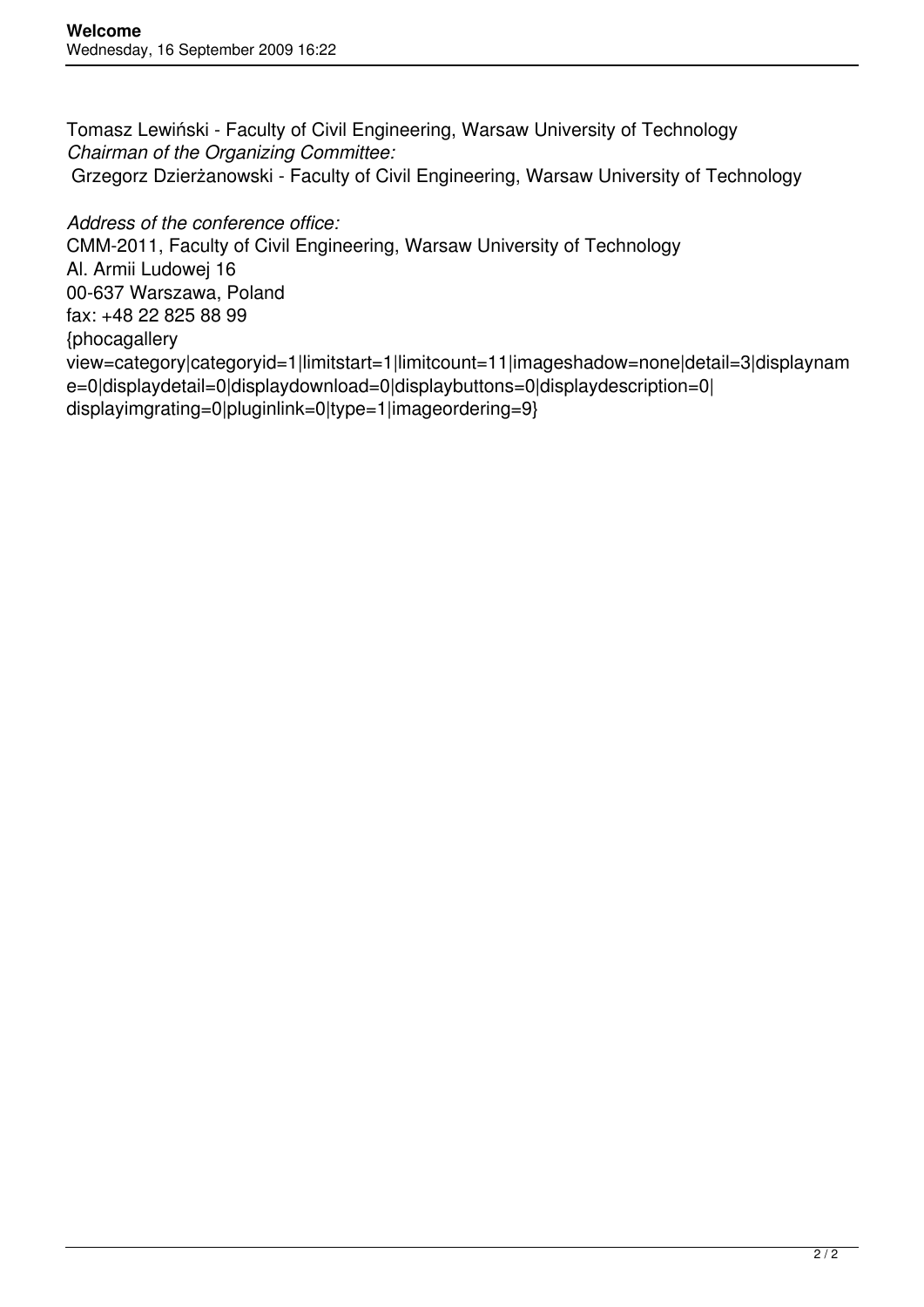Tomasz Lewiński - Faculty of Civil Engineering, Warsaw University of Technology

*Chairman of the Organizing Committee:*

Grzegorz Dzierżanowski - Faculty of Civil Engineering, Warsaw University of Technology

*Address of the conference office:*

CMM-2011, Faculty of Civil Engineering, Warsaw University of Technology
Al. Armii Ludowej 16
00-637 Warszawa, Poland
fax: +48 22 825 88 99
{phocagallery view=category|categoryid=1|limitstart=1|limitcount=11|imageshadow=none|detail=3|displayname=0|displaydetail=0|displaydownload=0|displaybuttons=0|displaydescription=0|displayimgrating=0|pluginlink=0|type=1|imageordering=9}